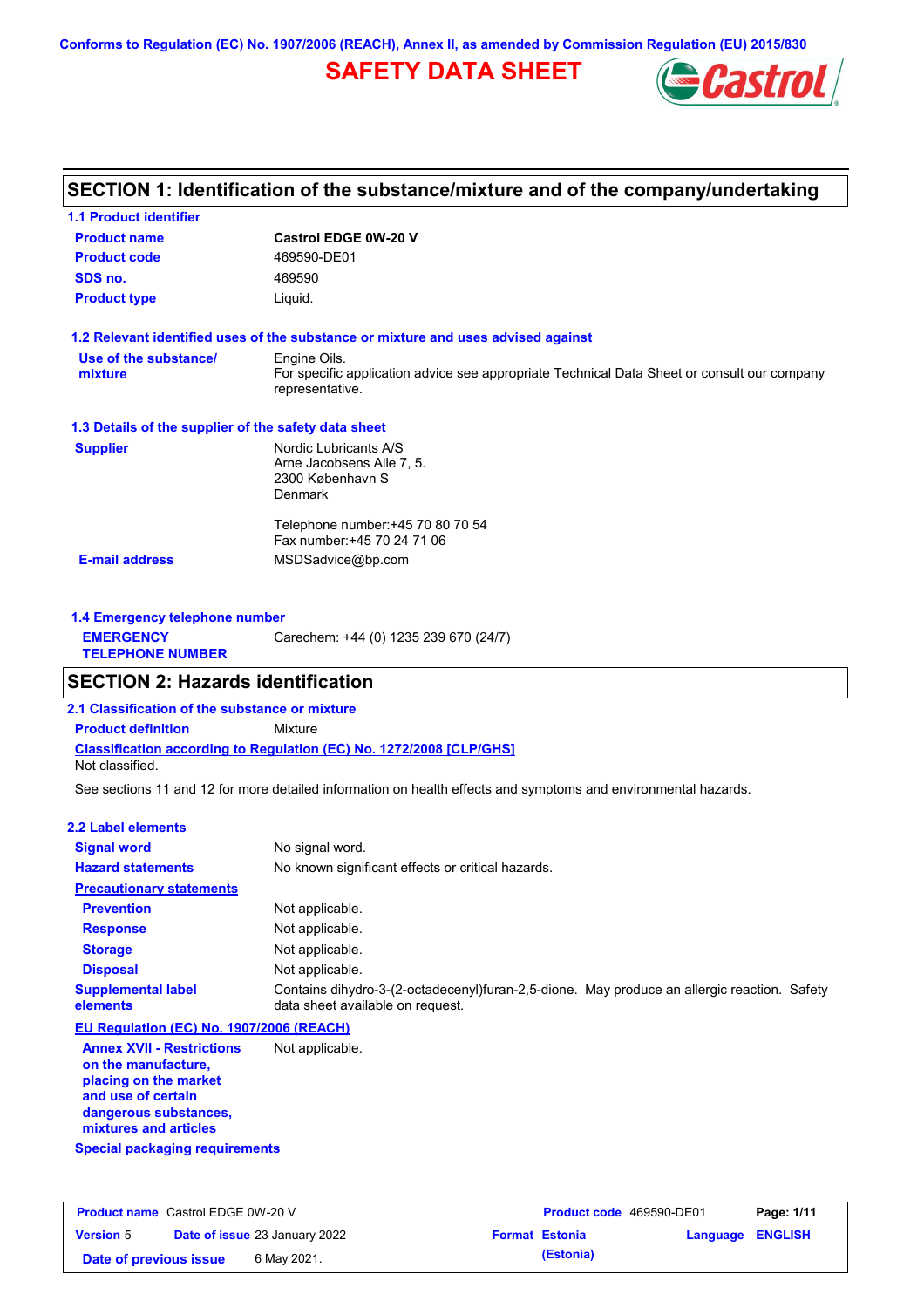Conforms to Regulation (EC) No. 1907/2006 (REACH), Annex II, as amended by Commission Regulation (EU) 2015/830

# SAFETY DATA SHEET

## SECTION 1: Identification of the substance/mixture and of the company/undertaking

### 1.1 Product identifier

| | |
|---|---|
| **Product name** | **Castrol EDGE 0W-20 V** |
| **Product code** | 469590-DE01 |
| **SDS no.** | 469590 |
| **Product type** | Liquid. |

### 1.2 Relevant identified uses of the substance or mixture and uses advised against

| | |
|---|---|
| **Use of the substance/ mixture** | Engine Oils. For specific application advice see appropriate Technical Data Sheet or consult our company representative. |

### 1.3 Details of the supplier of the safety data sheet

| | |
|---|---|
| **Supplier** | Nordic Lubricants A/S<br>Arne Jacobsens Alle 7, 5.<br>2300 København S<br>Denmark<br><br>Telephone number:+45 70 80 70 54<br>Fax number:+45 70 24 71 06 |
| **E-mail address** | MSDSadvice@bp.com |

### 1.4 Emergency telephone number

| | |
|---|---|
| **EMERGENCY TELEPHONE NUMBER** | Carechem: +44 (0) 1235 239 670 (24/7) |

## SECTION 2: Hazards identification

### 2.1 Classification of the substance or mixture

**Product definition** Mixture

**Classification according to Regulation (EC) No. 1272/2008 [CLP/GHS]**

Not classified.

See sections 11 and 12 for more detailed information on health effects and symptoms and environmental hazards.

### 2.2 Label elements

| | |
|---|---|
| **Signal word** | No signal word. |
| **Hazard statements** | No known significant effects or critical hazards. |
| **Precautionary statements** | |
| **Prevention** | Not applicable. |
| **Response** | Not applicable. |
| **Storage** | Not applicable. |
| **Disposal** | Not applicable. |
| **Supplemental label elements** | Contains dihydro-3-(2-octadecenyl)furan-2,5-dione. May produce an allergic reaction. Safety data sheet available on request. |

**EU Regulation (EC) No. 1907/2006 (REACH)**

| | |
|---|---|
| **Annex XVII - Restrictions on the manufacture, placing on the market and use of certain dangerous substances, mixtures and articles** | Not applicable. |

**Special packaging requirements**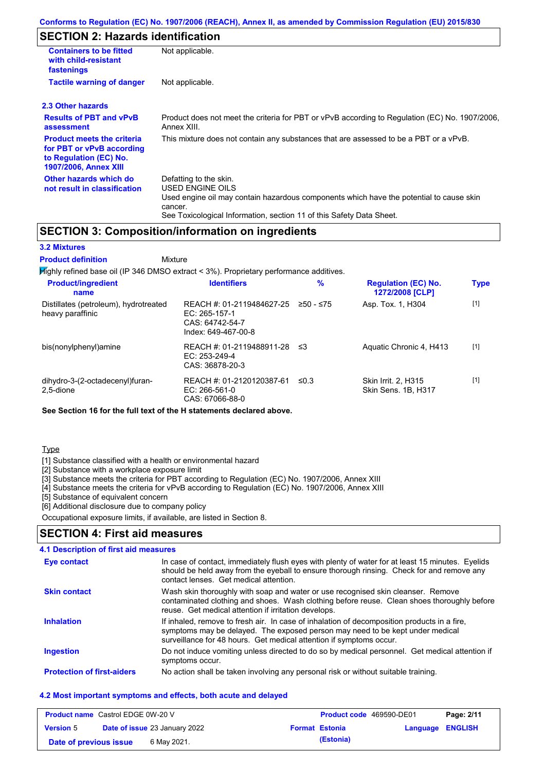Conforms to Regulation (EC) No. 1907/2006 (REACH), Annex II, as amended by Commission Regulation (EU) 2015/830

## SECTION 2: Hazards identification

| | |
|---|---|
| **Containers to be fitted with child-resistant fastenings** | Not applicable. |
| **Tactile warning of danger** | Not applicable. |

### 2.3 Other hazards

| | |
|---|---|
| **Results of PBT and vPvB assessment** | Product does not meet the criteria for PBT or vPvB according to Regulation (EC) No. 1907/2006, Annex XIII. |
| **Product meets the criteria for PBT or vPvB according to Regulation (EC) No. 1907/2006, Annex XIII** | This mixture does not contain any substances that are assessed to be a PBT or a vPvB. |
| **Other hazards which do not result in classification** | Defatting to the skin.<br>USED ENGINE OILS<br>Used engine oil may contain hazardous components which have the potential to cause skin cancer.<br>See Toxicological Information, section 11 of this Safety Data Sheet. |

## SECTION 3: Composition/information on ingredients

### 3.2 Mixtures

**Product definition** Mixture

Highly refined base oil (IP 346 DMSO extract < 3%). Proprietary performance additives.

| Product/ingredient name | Identifiers | % | Regulation (EC) No. 1272/2008 [CLP] | Type |
|---|---|---|---|---|
| Distillates (petroleum), hydrotreated heavy paraffinic | REACH #: 01-2119484627-25<br>EC: 265-157-1<br>CAS: 64742-54-7<br>Index: 649-467-00-8 | ≥50 - ≤75 | Asp. Tox. 1, H304 | [1] |
| bis(nonylphenyl)amine | REACH #: 01-2119488911-28<br>EC: 253-249-4<br>CAS: 36878-20-3 | ≤3 | Aquatic Chronic 4, H413 | [1] |
| dihydro-3-(2-octadecenyl)furan-2,5-dione | REACH #: 01-2120120387-61<br>EC: 266-561-0<br>CAS: 67066-88-0 | ≤0.3 | Skin Irrit. 2, H315<br>Skin Sens. 1B, H317 | [1] |

**See Section 16 for the full text of the H statements declared above.**

Type

[1] Substance classified with a health or environmental hazard
[2] Substance with a workplace exposure limit
[3] Substance meets the criteria for PBT according to Regulation (EC) No. 1907/2006, Annex XIII
[4] Substance meets the criteria for vPvB according to Regulation (EC) No. 1907/2006, Annex XIII
[5] Substance of equivalent concern
[6] Additional disclosure due to company policy

Occupational exposure limits, if available, are listed in Section 8.

## SECTION 4: First aid measures

### 4.1 Description of first aid measures

| | |
|---|---|
| **Eye contact** | In case of contact, immediately flush eyes with plenty of water for at least 15 minutes. Eyelids should be held away from the eyeball to ensure thorough rinsing. Check for and remove any contact lenses. Get medical attention. |
| **Skin contact** | Wash skin thoroughly with soap and water or use recognised skin cleanser. Remove contaminated clothing and shoes. Wash clothing before reuse. Clean shoes thoroughly before reuse. Get medical attention if irritation develops. |
| **Inhalation** | If inhaled, remove to fresh air. In case of inhalation of decomposition products in a fire, symptoms may be delayed. The exposed person may need to be kept under medical surveillance for 48 hours. Get medical attention if symptoms occur. |
| **Ingestion** | Do not induce vomiting unless directed to do so by medical personnel. Get medical attention if symptoms occur. |
| **Protection of first-aiders** | No action shall be taken involving any personal risk or without suitable training. |

### 4.2 Most important symptoms and effects, both acute and delayed

| | | | |
|---|---|---|---|
| **Product name** Castrol EDGE 0W-20 V | | **Product code** 469590-DE01 | |
| **Version** 5 | **Date of issue** 23 January 2022 | **Format** Estonia (Estonia) | **Language** ENGLISH |
| **Date of previous issue** | 6 May 2021. | | |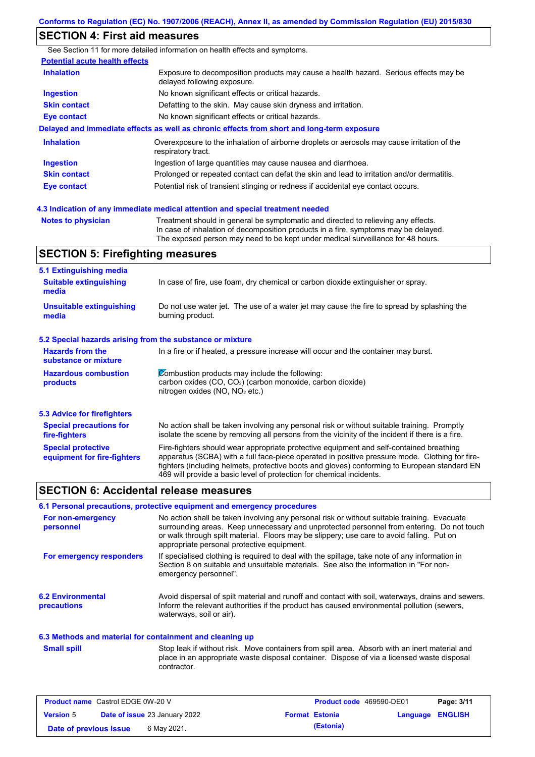## SECTION 4: First aid measures

See Section 11 for more detailed information on health effects and symptoms.

**Potential acute health effects**

| | |
|---|---|
| **Inhalation** | Exposure to decomposition products may cause a health hazard. Serious effects may be delayed following exposure. |
| **Ingestion** | No known significant effects or critical hazards. |
| **Skin contact** | Defatting to the skin. May cause skin dryness and irritation. |
| **Eye contact** | No known significant effects or critical hazards. |

**Delayed and immediate effects as well as chronic effects from short and long-term exposure**

| | |
|---|---|
| **Inhalation** | Overexposure to the inhalation of airborne droplets or aerosols may cause irritation of the respiratory tract. |
| **Ingestion** | Ingestion of large quantities may cause nausea and diarrhoea. |
| **Skin contact** | Prolonged or repeated contact can defat the skin and lead to irritation and/or dermatitis. |
| **Eye contact** | Potential risk of transient stinging or redness if accidental eye contact occurs. |

### 4.3 Indication of any immediate medical attention and special treatment needed

| | |
|---|---|
| **Notes to physician** | Treatment should in general be symptomatic and directed to relieving any effects. In case of inhalation of decomposition products in a fire, symptoms may be delayed. The exposed person may need to be kept under medical surveillance for 48 hours. |

## SECTION 5: Firefighting measures

### 5.1 Extinguishing media

| | |
|---|---|
| **Suitable extinguishing media** | In case of fire, use foam, dry chemical or carbon dioxide extinguisher or spray. |
| **Unsuitable extinguishing media** | Do not use water jet. The use of a water jet may cause the fire to spread by splashing the burning product. |

### 5.2 Special hazards arising from the substance or mixture

| | |
|---|---|
| **Hazards from the substance or mixture** | In a fire or if heated, a pressure increase will occur and the container may burst. |
| **Hazardous combustion products** | Combustion products may include the following: carbon oxides (CO, $CO_2$) (carbon monoxide, carbon dioxide) nitrogen oxides (NO, $NO_2$ etc.) |

### 5.3 Advice for firefighters

| | |
|---|---|
| **Special precautions for fire-fighters** | No action shall be taken involving any personal risk or without suitable training. Promptly isolate the scene by removing all persons from the vicinity of the incident if there is a fire. |
| **Special protective equipment for fire-fighters** | Fire-fighters should wear appropriate protective equipment and self-contained breathing apparatus (SCBA) with a full face-piece operated in positive pressure mode. Clothing for fire-fighters (including helmets, protective boots and gloves) conforming to European standard EN 469 will provide a basic level of protection for chemical incidents. |

## SECTION 6: Accidental release measures

### 6.1 Personal precautions, protective equipment and emergency procedures

| | |
|---|---|
| **For non-emergency personnel** | No action shall be taken involving any personal risk or without suitable training. Evacuate surrounding areas. Keep unnecessary and unprotected personnel from entering. Do not touch or walk through spilt material. Floors may be slippery; use care to avoid falling. Put on appropriate personal protective equipment. |
| **For emergency responders** | If specialised clothing is required to deal with the spillage, take note of any information in Section 8 on suitable and unsuitable materials. See also the information in "For non-emergency personnel". |

| | |
|---|---|
| **6.2 Environmental precautions** | Avoid dispersal of spilt material and runoff and contact with soil, waterways, drains and sewers. Inform the relevant authorities if the product has caused environmental pollution (sewers, waterways, soil or air). |

### 6.3 Methods and material for containment and cleaning up

| | |
|---|---|
| **Small spill** | Stop leak if without risk. Move containers from spill area. Absorb with an inert material and place in an appropriate waste disposal container. Dispose of via a licensed waste disposal contractor. |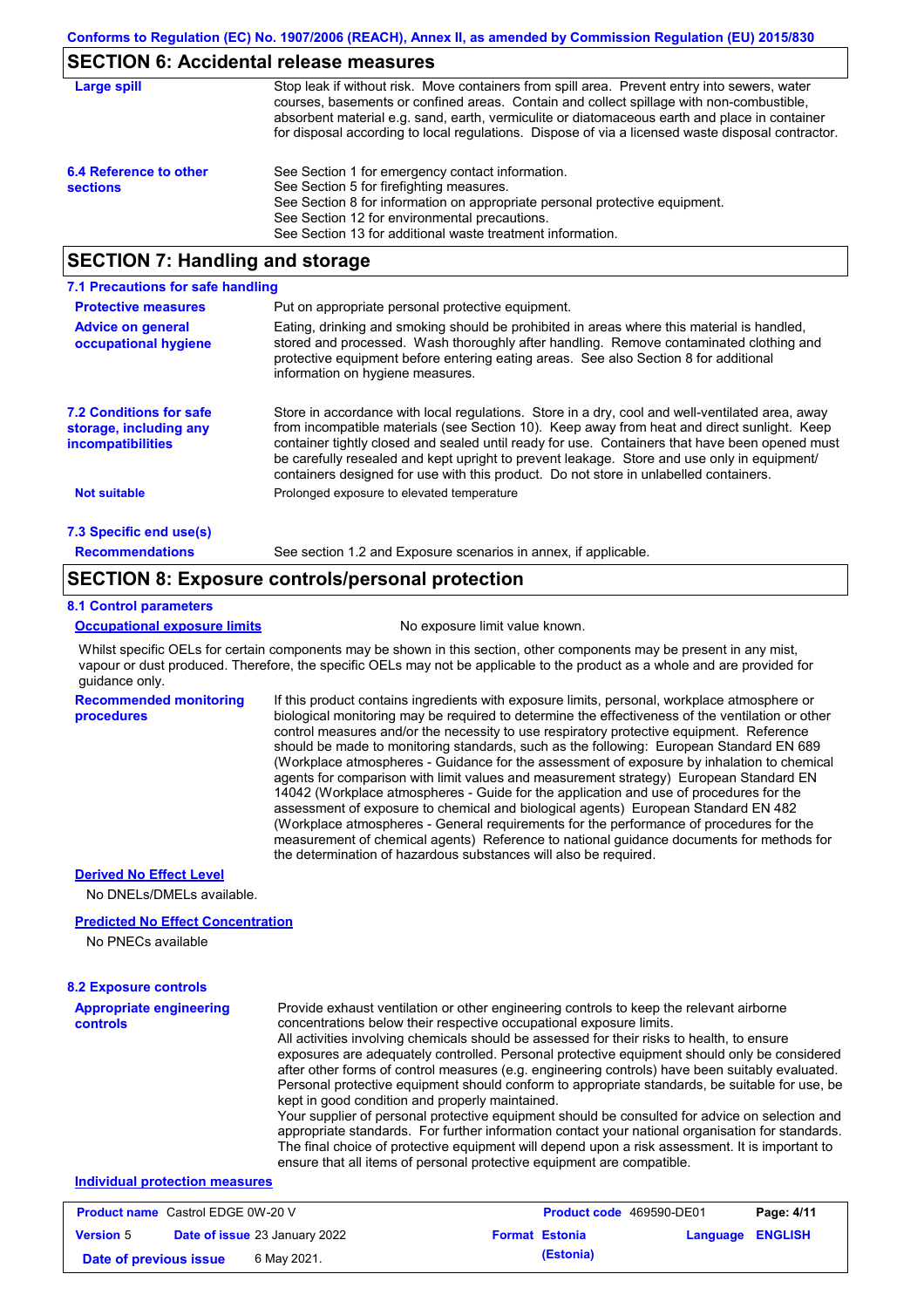## SECTION 6: Accidental release measures

**Large spill**

Stop leak if without risk. Move containers from spill area. Prevent entry into sewers, water courses, basements or confined areas. Contain and collect spillage with non-combustible, absorbent material e.g. sand, earth, vermiculite or diatomaceous earth and place in container for disposal according to local regulations. Dispose of via a licensed waste disposal contractor.

**6.4 Reference to other sections**

See Section 1 for emergency contact information.
See Section 5 for firefighting measures.
See Section 8 for information on appropriate personal protective equipment.
See Section 12 for environmental precautions.
See Section 13 for additional waste treatment information.

## SECTION 7: Handling and storage

### 7.1 Precautions for safe handling

**Protective measures**

Put on appropriate personal protective equipment.

**Advice on general occupational hygiene**

Eating, drinking and smoking should be prohibited in areas where this material is handled, stored and processed. Wash thoroughly after handling. Remove contaminated clothing and protective equipment before entering eating areas. See also Section 8 for additional information on hygiene measures.

**7.2 Conditions for safe storage, including any incompatibilities**

Store in accordance with local regulations. Store in a dry, cool and well-ventilated area, away from incompatible materials (see Section 10). Keep away from heat and direct sunlight. Keep container tightly closed and sealed until ready for use. Containers that have been opened must be carefully resealed and kept upright to prevent leakage. Store and use only in equipment/ containers designed for use with this product. Do not store in unlabelled containers.

**Not suitable**

Prolonged exposure to elevated temperature

### 7.3 Specific end use(s)

**Recommendations**

See section 1.2 and Exposure scenarios in annex, if applicable.

## SECTION 8: Exposure controls/personal protection

### 8.1 Control parameters

**Occupational exposure limits**

No exposure limit value known.

Whilst specific OELs for certain components may be shown in this section, other components may be present in any mist, vapour or dust produced. Therefore, the specific OELs may not be applicable to the product as a whole and are provided for guidance only.

**Recommended monitoring procedures**

If this product contains ingredients with exposure limits, personal, workplace atmosphere or biological monitoring may be required to determine the effectiveness of the ventilation or other control measures and/or the necessity to use respiratory protective equipment. Reference should be made to monitoring standards, such as the following: European Standard EN 689 (Workplace atmospheres - Guidance for the assessment of exposure by inhalation to chemical agents for comparison with limit values and measurement strategy) European Standard EN 14042 (Workplace atmospheres - Guide for the application and use of procedures for the assessment of exposure to chemical and biological agents) European Standard EN 482 (Workplace atmospheres - General requirements for the performance of procedures for the measurement of chemical agents) Reference to national guidance documents for methods for the determination of hazardous substances will also be required.

**Derived No Effect Level**

No DNELs/DMELs available.

**Predicted No Effect Concentration**

No PNECs available

### 8.2 Exposure controls

**Appropriate engineering controls**

Provide exhaust ventilation or other engineering controls to keep the relevant airborne concentrations below their respective occupational exposure limits.
All activities involving chemicals should be assessed for their risks to health, to ensure exposures are adequately controlled. Personal protective equipment should only be considered after other forms of control measures (e.g. engineering controls) have been suitably evaluated. Personal protective equipment should conform to appropriate standards, be suitable for use, be kept in good condition and properly maintained.
Your supplier of personal protective equipment should be consulted for advice on selection and appropriate standards. For further information contact your national organisation for standards. The final choice of protective equipment will depend upon a risk assessment. It is important to ensure that all items of personal protective equipment are compatible.

**Individual protection measures**

| Product name Castrol EDGE 0W-20 V | | Product code 469590-DE01 | |
|---|---|---|---|
| Version 5 | Date of issue 23 January 2022 | Format Estonia (Estonia) | Language ENGLISH |
| Date of previous issue | 6 May 2021. | | |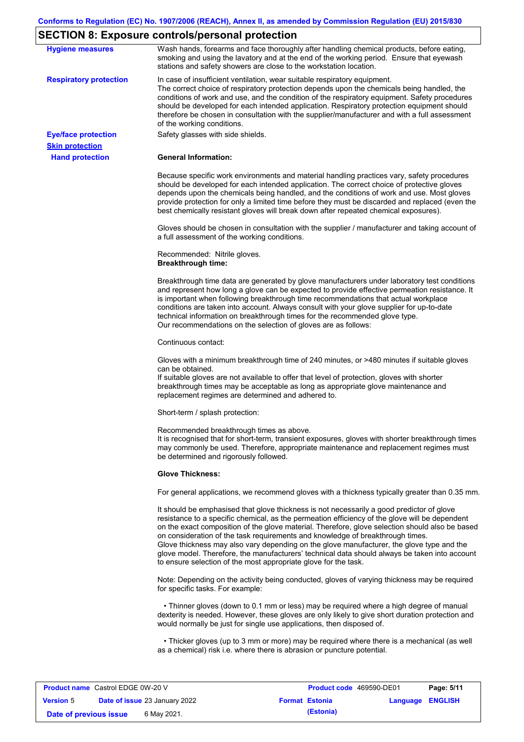## SECTION 8: Exposure controls/personal protection

**Hygiene measures**

Wash hands, forearms and face thoroughly after handling chemical products, before eating, smoking and using the lavatory and at the end of the working period. Ensure that eyewash stations and safety showers are close to the workstation location.

**Respiratory protection**

In case of insufficient ventilation, wear suitable respiratory equipment.
The correct choice of respiratory protection depends upon the chemicals being handled, the conditions of work and use, and the condition of the respiratory equipment. Safety procedures should be developed for each intended application. Respiratory protection equipment should therefore be chosen in consultation with the supplier/manufacturer and with a full assessment of the working conditions.

**Eye/face protection**

Safety glasses with side shields.

**Skin protection**

**Hand protection**

**General Information:**

Because specific work environments and material handling practices vary, safety procedures should be developed for each intended application. The correct choice of protective gloves depends upon the chemicals being handled, and the conditions of work and use. Most gloves provide protection for only a limited time before they must be discarded and replaced (even the best chemically resistant gloves will break down after repeated chemical exposures).

Gloves should be chosen in consultation with the supplier / manufacturer and taking account of a full assessment of the working conditions.

Recommended: Nitrile gloves.
**Breakthrough time:**

Breakthrough time data are generated by glove manufacturers under laboratory test conditions and represent how long a glove can be expected to provide effective permeation resistance. It is important when following breakthrough time recommendations that actual workplace conditions are taken into account. Always consult with your glove supplier for up-to-date technical information on breakthrough times for the recommended glove type.
Our recommendations on the selection of gloves are as follows:

Continuous contact:

Gloves with a minimum breakthrough time of 240 minutes, or >480 minutes if suitable gloves can be obtained.
If suitable gloves are not available to offer that level of protection, gloves with shorter breakthrough times may be acceptable as long as appropriate glove maintenance and replacement regimes are determined and adhered to.

Short-term / splash protection:

Recommended breakthrough times as above.
It is recognised that for short-term, transient exposures, gloves with shorter breakthrough times may commonly be used. Therefore, appropriate maintenance and replacement regimes must be determined and rigorously followed.

**Glove Thickness:**

For general applications, we recommend gloves with a thickness typically greater than 0.35 mm.

It should be emphasised that glove thickness is not necessarily a good predictor of glove resistance to a specific chemical, as the permeation efficiency of the glove will be dependent on the exact composition of the glove material. Therefore, glove selection should also be based on consideration of the task requirements and knowledge of breakthrough times.
Glove thickness may also vary depending on the glove manufacturer, the glove type and the glove model. Therefore, the manufacturers' technical data should always be taken into account to ensure selection of the most appropriate glove for the task.

Note: Depending on the activity being conducted, gloves of varying thickness may be required for specific tasks. For example:

- Thinner gloves (down to 0.1 mm or less) may be required where a high degree of manual dexterity is needed. However, these gloves are only likely to give short duration protection and would normally be just for single use applications, then disposed of.

- Thicker gloves (up to 3 mm or more) may be required where there is a mechanical (as well as a chemical) risk i.e. where there is abrasion or puncture potential.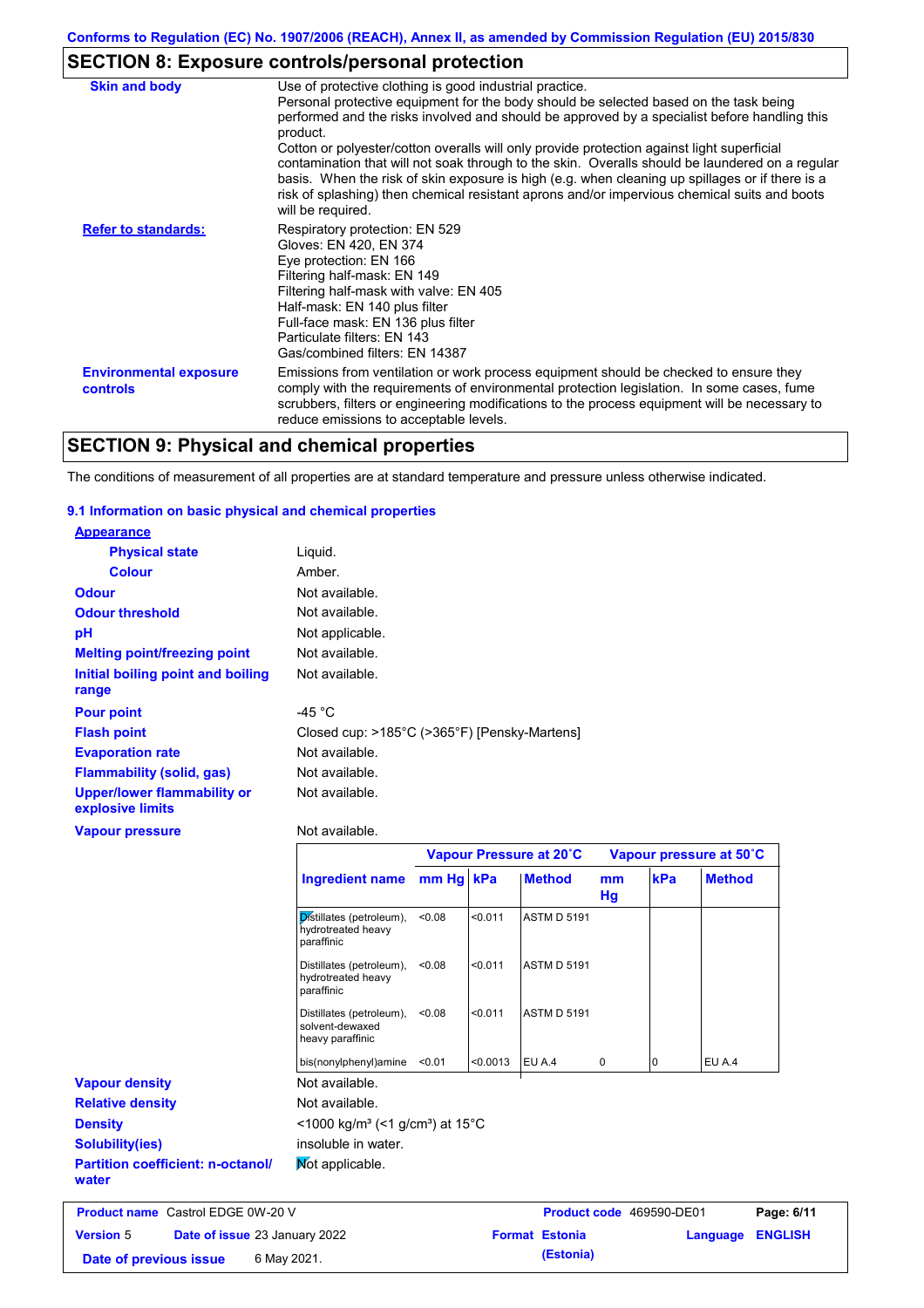Conforms to Regulation (EC) No. 1907/2006 (REACH), Annex II, as amended by Commission Regulation (EU) 2015/830

## SECTION 8: Exposure controls/personal protection

| | |
|---|---|
| **Skin and body** | Use of protective clothing is good industrial practice. Personal protective equipment for the body should be selected based on the task being performed and the risks involved and should be approved by a specialist before handling this product. Cotton or polyester/cotton overalls will only provide protection against light superficial contamination that will not soak through to the skin. Overalls should be laundered on a regular basis. When the risk of skin exposure is high (e.g. when cleaning up spillages or if there is a risk of splashing) then chemical resistant aprons and/or impervious chemical suits and boots will be required. |
| **Refer to standards:** | Respiratory protection: EN 529<br>Gloves: EN 420, EN 374<br>Eye protection: EN 166<br>Filtering half-mask: EN 149<br>Filtering half-mask with valve: EN 405<br>Half-mask: EN 140 plus filter<br>Full-face mask: EN 136 plus filter<br>Particulate filters: EN 143<br>Gas/combined filters: EN 14387 |
| **Environmental exposure controls** | Emissions from ventilation or work process equipment should be checked to ensure they comply with the requirements of environmental protection legislation. In some cases, fume scrubbers, filters or engineering modifications to the process equipment will be necessary to reduce emissions to acceptable levels. |

## SECTION 9: Physical and chemical properties

The conditions of measurement of all properties are at standard temperature and pressure unless otherwise indicated.

### 9.1 Information on basic physical and chemical properties

**Appearance**

| | |
|---|---|
| **Physical state** | Liquid. |
| **Colour** | Amber. |
| **Odour** | Not available. |
| **Odour threshold** | Not available. |
| **pH** | Not applicable. |
| **Melting point/freezing point** | Not available. |
| **Initial boiling point and boiling range** | Not available. |
| **Pour point** | -45 °C |
| **Flash point** | Closed cup: >185°C (>365°F) [Pensky-Martens] |
| **Evaporation rate** | Not available. |
| **Flammability (solid, gas)** | Not available. |
| **Upper/lower flammability or explosive limits** | Not available. |
| **Vapour pressure** | Not available. |

| | Vapour Pressure at 20˚C | | | Vapour pressure at 50˚C | | |
|---|---|---|---|---|---|---|
| **Ingredient name** | **mm Hg** | **kPa** | **Method** | **mm Hg** | **kPa** | **Method** |
| Distillates (petroleum), hydrotreated heavy paraffinic | <0.08 | <0.011 | ASTM D 5191 | | | |
| Distillates (petroleum), hydrotreated heavy paraffinic | <0.08 | <0.011 | ASTM D 5191 | | | |
| Distillates (petroleum), solvent-dewaxed heavy paraffinic | <0.08 | <0.011 | ASTM D 5191 | | | |
| bis(nonylphenyl)amine | <0.01 | <0.0013 | EU A.4 | 0 | 0 | EU A.4 |

| | |
|---|---|
| **Vapour density** | Not available. |
| **Relative density** | Not available. |
| **Density** | <1000 kg/m³ (<1 g/cm³) at 15°C |
| **Solubility(ies)** | insoluble in water. |
| **Partition coefficient: n-octanol/water** | Not applicable. |

| | | | |
|---|---|---|---|
| **Product name** Castrol EDGE 0W-20 V | | **Product code** 469590-DE01 | |
| **Version** 5 | **Date of issue** 23 January 2022 | **Format** Estonia (Estonia) | **Language** ENGLISH |
| **Date of previous issue** 6 May 2021. | | | |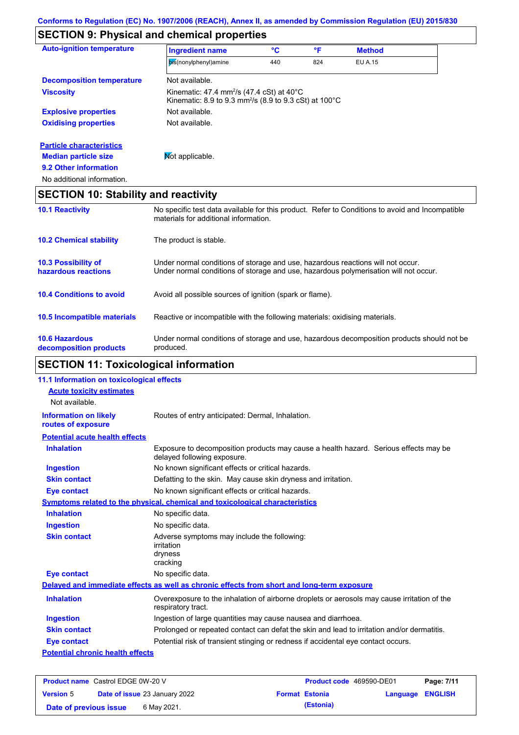## SECTION 9: Physical and chemical properties

**Auto-ignition temperature**

| Ingredient name | °C | °F | Method |
|---|---|---|---|
| bis(nonylphenyl)amine | 440 | 824 | EU A.15 |

**Decomposition temperature**: Not available.

**Viscosity**: Kinematic: 47.4 mm$^2$/s (47.4 cSt) at 40°C
Kinematic: 8.9 to 9.3 mm$^2$/s (8.9 to 9.3 cSt) at 100°C

**Explosive properties**: Not available.

**Oxidising properties**: Not available.

**Particle characteristics**

**Median particle size**: Not applicable.

**9.2 Other information**

No additional information.

## SECTION 10: Stability and reactivity

**10.1 Reactivity**: No specific test data available for this product. Refer to Conditions to avoid and Incompatible materials for additional information.

**10.2 Chemical stability**: The product is stable.

**10.3 Possibility of hazardous reactions**: Under normal conditions of storage and use, hazardous reactions will not occur.
Under normal conditions of storage and use, hazardous polymerisation will not occur.

**10.4 Conditions to avoid**: Avoid all possible sources of ignition (spark or flame).

**10.5 Incompatible materials**: Reactive or incompatible with the following materials: oxidising materials.

**10.6 Hazardous decomposition products**: Under normal conditions of storage and use, hazardous decomposition products should not be produced.

## SECTION 11: Toxicological information

**11.1 Information on toxicological effects**

**Acute toxicity estimates**

Not available.

**Information on likely routes of exposure**: Routes of entry anticipated: Dermal, Inhalation.

**Potential acute health effects**

**Inhalation**: Exposure to decomposition products may cause a health hazard. Serious effects may be delayed following exposure.

**Ingestion**: No known significant effects or critical hazards.

**Skin contact**: Defatting to the skin. May cause skin dryness and irritation.

**Eye contact**: No known significant effects or critical hazards.

**Symptoms related to the physical, chemical and toxicological characteristics**

**Inhalation**: No specific data.

**Ingestion**: No specific data.

**Skin contact**: Adverse symptoms may include the following:
irritation
dryness
cracking

**Eye contact**: No specific data.

**Delayed and immediate effects as well as chronic effects from short and long-term exposure**

**Inhalation**: Overexposure to the inhalation of airborne droplets or aerosols may cause irritation of the respiratory tract.

**Ingestion**: Ingestion of large quantities may cause nausea and diarrhoea.

**Skin contact**: Prolonged or repeated contact can defat the skin and lead to irritation and/or dermatitis.

**Eye contact**: Potential risk of transient stinging or redness if accidental eye contact occurs.

**Potential chronic health effects**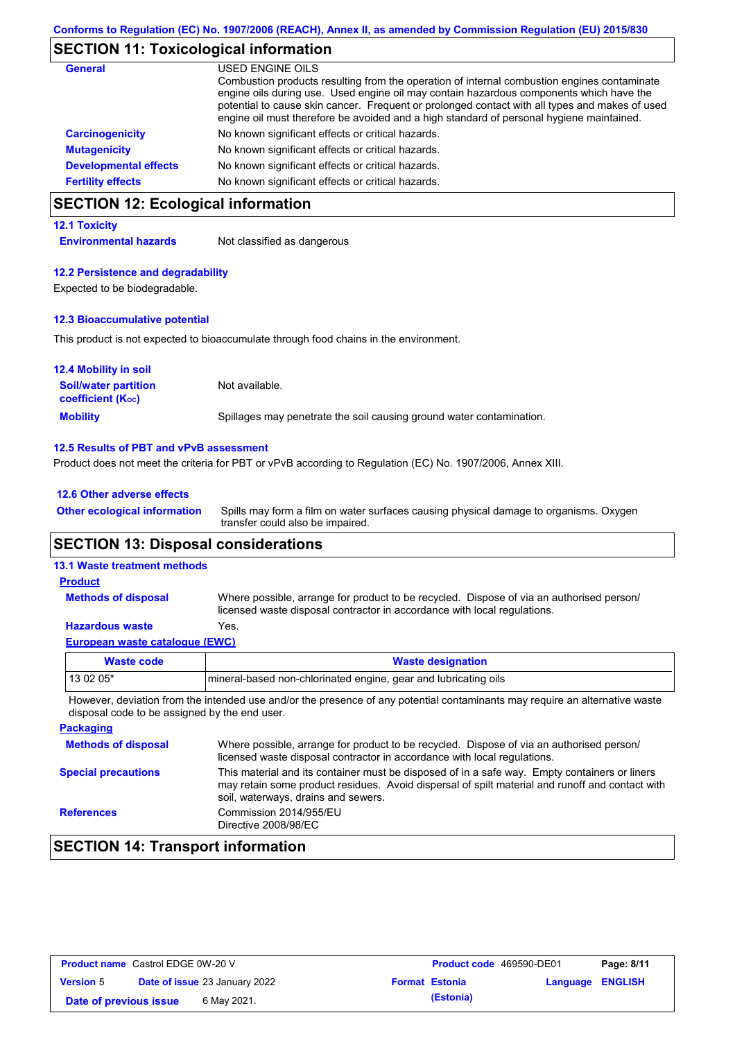## SECTION 11: Toxicological information

**General** USED ENGINE OILS
Combustion products resulting from the operation of internal combustion engines contaminate engine oils during use. Used engine oil may contain hazardous components which have the potential to cause skin cancer. Frequent or prolonged contact with all types and makes of used engine oil must therefore be avoided and a high standard of personal hygiene maintained.

**Carcinogenicity** No known significant effects or critical hazards.

**Mutagenicity** No known significant effects or critical hazards.

**Developmental effects** No known significant effects or critical hazards.

**Fertility effects** No known significant effects or critical hazards.

## SECTION 12: Ecological information

### 12.1 Toxicity

**Environmental hazards** Not classified as dangerous

### 12.2 Persistence and degradability

Expected to be biodegradable.

### 12.3 Bioaccumulative potential

This product is not expected to bioaccumulate through food chains in the environment.

### 12.4 Mobility in soil

**Soil/water partition coefficient ($K_{OC}$)** Not available.

**Mobility** Spillages may penetrate the soil causing ground water contamination.

### 12.5 Results of PBT and vPvB assessment

Product does not meet the criteria for PBT or vPvB according to Regulation (EC) No. 1907/2006, Annex XIII.

### 12.6 Other adverse effects

**Other ecological information** Spills may form a film on water surfaces causing physical damage to organisms. Oxygen transfer could also be impaired.

## SECTION 13: Disposal considerations

### 13.1 Waste treatment methods

**Product**

**Methods of disposal** Where possible, arrange for product to be recycled. Dispose of via an authorised person/ licensed waste disposal contractor in accordance with local regulations.

**Hazardous waste** Yes.

**European waste catalogue (EWC)**

| Waste code | Waste designation |
|---|---|
| 13 02 05* | mineral-based non-chlorinated engine, gear and lubricating oils |

However, deviation from the intended use and/or the presence of any potential contaminants may require an alternative waste disposal code to be assigned by the end user.

**Packaging**

**Methods of disposal** Where possible, arrange for product to be recycled. Dispose of via an authorised person/ licensed waste disposal contractor in accordance with local regulations.

**Special precautions** This material and its container must be disposed of in a safe way. Empty containers or liners may retain some product residues. Avoid dispersal of spilt material and runoff and contact with soil, waterways, drains and sewers.

**References** Commission 2014/955/EU
Directive 2008/98/EC

## SECTION 14: Transport information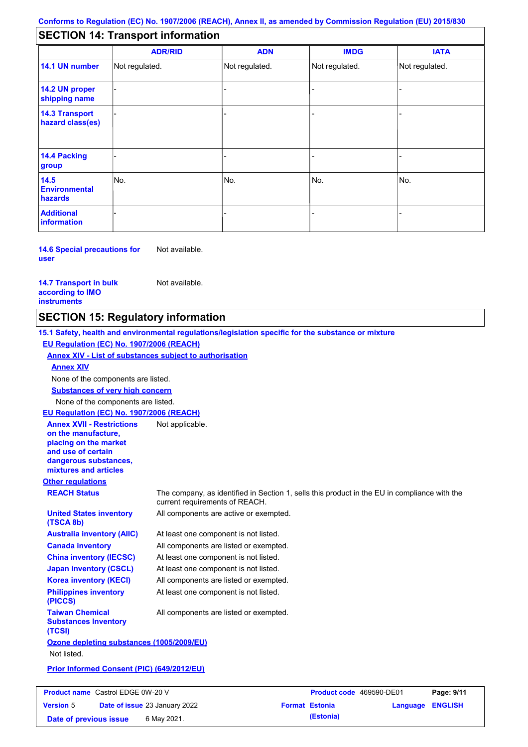Conforms to Regulation (EC) No. 1907/2006 (REACH), Annex II, as amended by Commission Regulation (EU) 2015/830

## SECTION 14: Transport information

| | ADR/RID | ADN | IMDG | IATA |
|---|---|---|---|---|
| **14.1 UN number** | Not regulated. | Not regulated. | Not regulated. | Not regulated. |
| **14.2 UN proper shipping name** | - | - | - | - |
| **14.3 Transport hazard class(es)** | - | - | - | - |
| **14.4 Packing group** | - | - | - | - |
| **14.5 Environmental hazards** | No. | No. | No. | No. |
| **Additional information** | - | - | - | - |

**14.6 Special precautions for user** Not available.

**14.7 Transport in bulk according to IMO instruments** Not available.

## SECTION 15: Regulatory information

**15.1 Safety, health and environmental regulations/legislation specific for the substance or mixture**

**EU Regulation (EC) No. 1907/2006 (REACH)**

**Annex XIV - List of substances subject to authorisation**

**Annex XIV**

None of the components are listed.

**Substances of very high concern**

None of the components are listed.

**EU Regulation (EC) No. 1907/2006 (REACH)**

**Annex XVII - Restrictions on the manufacture, placing on the market and use of certain dangerous substances, mixtures and articles** Not applicable.

**Other regulations**

**REACH Status** The company, as identified in Section 1, sells this product in the EU in compliance with the current requirements of REACH.

**United States inventory (TSCA 8b)** All components are active or exempted.

**Australia inventory (AIIC)** At least one component is not listed.

**Canada inventory** All components are listed or exempted.

**China inventory (IECSC)** At least one component is not listed.

**Japan inventory (CSCL)** At least one component is not listed.

**Korea inventory (KECI)** All components are listed or exempted.

**Philippines inventory (PICCS)** At least one component is not listed.

**Taiwan Chemical Substances Inventory (TCSI)** All components are listed or exempted.

**Ozone depleting substances (1005/2009/EU)**

Not listed.

**Prior Informed Consent (PIC) (649/2012/EU)**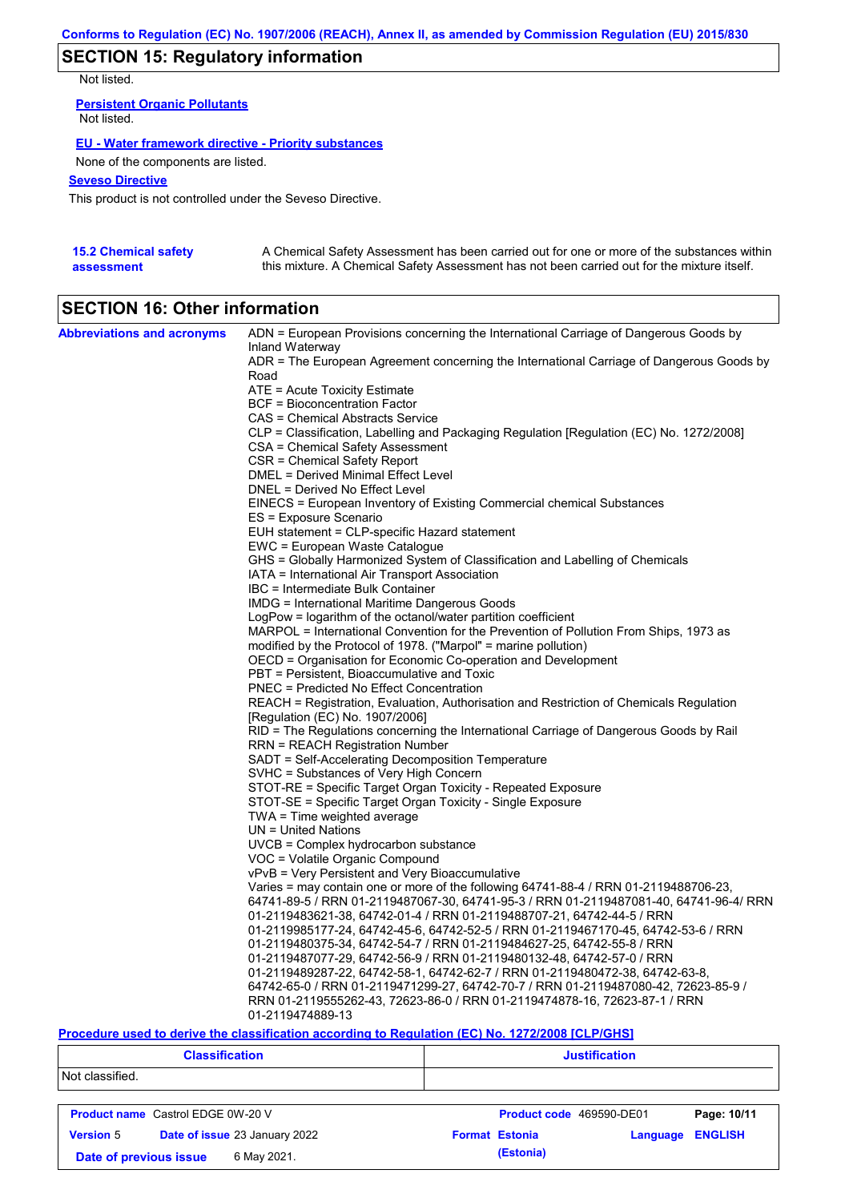## SECTION 15: Regulatory information

Not listed.

**Persistent Organic Pollutants**

Not listed.

**EU - Water framework directive - Priority substances**

None of the components are listed.

**Seveso Directive**

This product is not controlled under the Seveso Directive.

**15.2 Chemical safety assessment**

A Chemical Safety Assessment has been carried out for one or more of the substances within this mixture. A Chemical Safety Assessment has not been carried out for the mixture itself.

## SECTION 16: Other information

**Abbreviations and acronyms**

ADN = European Provisions concerning the International Carriage of Dangerous Goods by Inland Waterway
ADR = The European Agreement concerning the International Carriage of Dangerous Goods by Road
ATE = Acute Toxicity Estimate
BCF = Bioconcentration Factor
CAS = Chemical Abstracts Service
CLP = Classification, Labelling and Packaging Regulation [Regulation (EC) No. 1272/2008]
CSA = Chemical Safety Assessment
CSR = Chemical Safety Report
DMEL = Derived Minimal Effect Level
DNEL = Derived No Effect Level
EINECS = European Inventory of Existing Commercial chemical Substances
ES = Exposure Scenario
EUH statement = CLP-specific Hazard statement
EWC = European Waste Catalogue
GHS = Globally Harmonized System of Classification and Labelling of Chemicals
IATA = International Air Transport Association
IBC = Intermediate Bulk Container
IMDG = International Maritime Dangerous Goods
LogPow = logarithm of the octanol/water partition coefficient
MARPOL = International Convention for the Prevention of Pollution From Ships, 1973 as modified by the Protocol of 1978. ("Marpol" = marine pollution)
OECD = Organisation for Economic Co-operation and Development
PBT = Persistent, Bioaccumulative and Toxic
PNEC = Predicted No Effect Concentration
REACH = Registration, Evaluation, Authorisation and Restriction of Chemicals Regulation [Regulation (EC) No. 1907/2006]
RID = The Regulations concerning the International Carriage of Dangerous Goods by Rail
RRN = REACH Registration Number
SADT = Self-Accelerating Decomposition Temperature
SVHC = Substances of Very High Concern
STOT-RE = Specific Target Organ Toxicity - Repeated Exposure
STOT-SE = Specific Target Organ Toxicity - Single Exposure
TWA = Time weighted average
UN = United Nations
UVCB = Complex hydrocarbon substance
VOC = Volatile Organic Compound
vPvB = Very Persistent and Very Bioaccumulative
Varies = may contain one or more of the following 64741-88-4 / RRN 01-2119488706-23, 64741-89-5 / RRN 01-2119487067-30, 64741-95-3 / RRN 01-2119487081-40, 64741-96-4/ RRN 01-2119483621-38, 64742-01-4 / RRN 01-2119488707-21, 64742-44-5 / RRN 01-2119985177-24, 64742-45-6, 64742-52-5 / RRN 01-2119467170-45, 64742-53-6 / RRN 01-2119480375-34, 64742-54-7 / RRN 01-2119484627-25, 64742-55-8 / RRN 01-2119487077-29, 64742-56-9 / RRN 01-2119480132-48, 64742-57-0 / RRN 01-2119489287-22, 64742-58-1, 64742-62-7 / RRN 01-2119480472-38, 64742-63-8, 64742-65-0 / RRN 01-2119471299-27, 64742-70-7 / RRN 01-2119487080-42, 72623-85-9 / RRN 01-2119555262-43, 72623-86-0 / RRN 01-2119474878-16, 72623-87-1 / RRN 01-2119474889-13

**Procedure used to derive the classification according to Regulation (EC) No. 1272/2008 [CLP/GHS]**

| Classification | Justification |
| --- | --- |
| Not classified. | |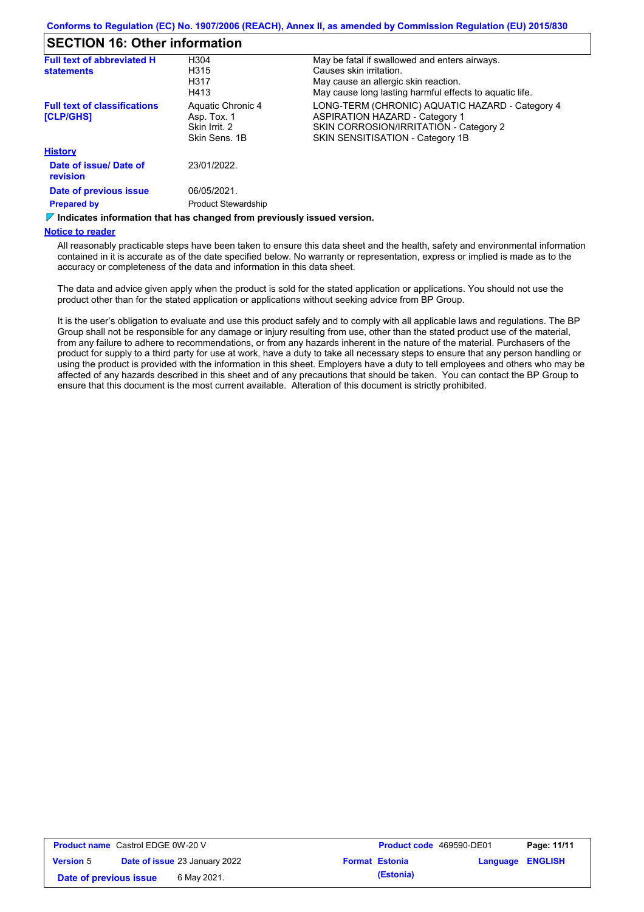## SECTION 16: Other information

| | | |
|---|---|---|
| **Full text of abbreviated H statements** | H304 | May be fatal if swallowed and enters airways. |
| | H315 | Causes skin irritation. |
| | H317 | May cause an allergic skin reaction. |
| | H413 | May cause long lasting harmful effects to aquatic life. |
| **Full text of classifications [CLP/GHS]** | Aquatic Chronic 4 | LONG-TERM (CHRONIC) AQUATIC HAZARD - Category 4 |
| | Asp. Tox. 1 | ASPIRATION HAZARD - Category 1 |
| | Skin Irrit. 2 | SKIN CORROSION/IRRITATION - Category 2 |
| | Skin Sens. 1B | SKIN SENSITISATION - Category 1B |

**History**

| | |
|---|---|
| **Date of issue/ Date of revision** | 23/01/2022. |
| **Date of previous issue** | 06/05/2021. |
| **Prepared by** | Product Stewardship |

**Indicates information that has changed from previously issued version.**

**Notice to reader**

All reasonably practicable steps have been taken to ensure this data sheet and the health, safety and environmental information contained in it is accurate as of the date specified below. No warranty or representation, express or implied is made as to the accuracy or completeness of the data and information in this data sheet.

The data and advice given apply when the product is sold for the stated application or applications. You should not use the product other than for the stated application or applications without seeking advice from BP Group.

It is the user's obligation to evaluate and use this product safely and to comply with all applicable laws and regulations. The BP Group shall not be responsible for any damage or injury resulting from use, other than the stated product use of the material, from any failure to adhere to recommendations, or from any hazards inherent in the nature of the material. Purchasers of the product for supply to a third party for use at work, have a duty to take all necessary steps to ensure that any person handling or using the product is provided with the information in this sheet. Employers have a duty to tell employees and others who may be affected of any hazards described in this sheet and of any precautions that should be taken. You can contact the BP Group to ensure that this document is the most current available. Alteration of this document is strictly prohibited.